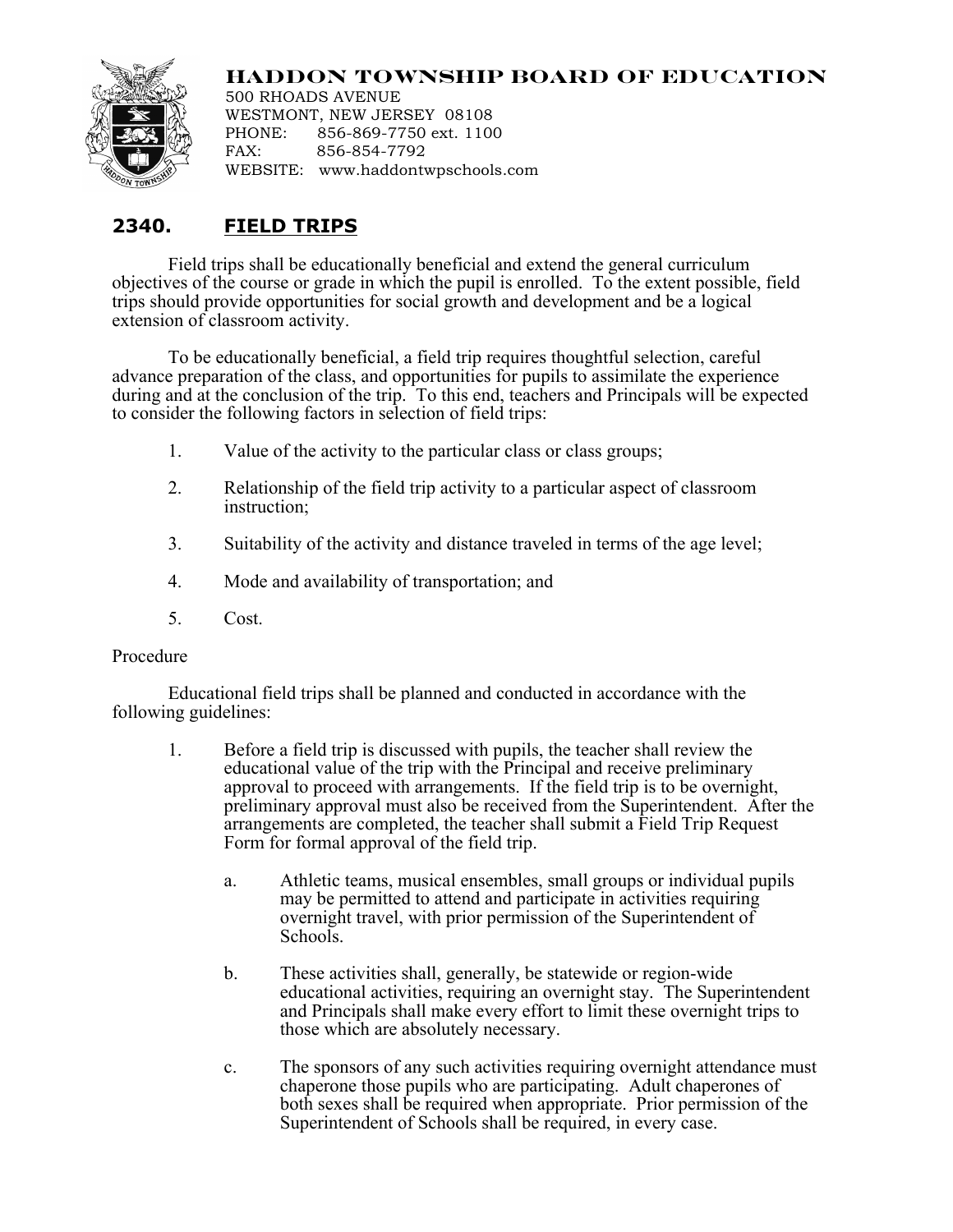# HADDON TOWNSHIP BOARD OF EDUCATION

500 RHOADS AVENUE
WESTMONT, NEW JERSEY 08108
PHONE: 856-869-7750 ext. 1100
FAX: 856-854-7792
WEBSITE: www.haddontwpschools.com

## 2340. FIELD TRIPS

Field trips shall be educationally beneficial and extend the general curriculum objectives of the course or grade in which the pupil is enrolled. To the extent possible, field trips should provide opportunities for social growth and development and be a logical extension of classroom activity.

To be educationally beneficial, a field trip requires thoughtful selection, careful advance preparation of the class, and opportunities for pupils to assimilate the experience during and at the conclusion of the trip. To this end, teachers and Principals will be expected to consider the following factors in selection of field trips:

1. Value of the activity to the particular class or class groups;
2. Relationship of the field trip activity to a particular aspect of classroom instruction;
3. Suitability of the activity and distance traveled in terms of the age level;
4. Mode and availability of transportation; and
5. Cost.

Procedure

Educational field trips shall be planned and conducted in accordance with the following guidelines:

1. Before a field trip is discussed with pupils, the teacher shall review the educational value of the trip with the Principal and receive preliminary approval to proceed with arrangements. If the field trip is to be overnight, preliminary approval must also be received from the Superintendent. After the arrangements are completed, the teacher shall submit a Field Trip Request Form for formal approval of the field trip.

   a. Athletic teams, musical ensembles, small groups or individual pupils may be permitted to attend and participate in activities requiring overnight travel, with prior permission of the Superintendent of Schools.

   b. These activities shall, generally, be statewide or region-wide educational activities, requiring an overnight stay. The Superintendent and Principals shall make every effort to limit these overnight trips to those which are absolutely necessary.

   c. The sponsors of any such activities requiring overnight attendance must chaperone those pupils who are participating. Adult chaperones of both sexes shall be required when appropriate. Prior permission of the Superintendent of Schools shall be required, in every case.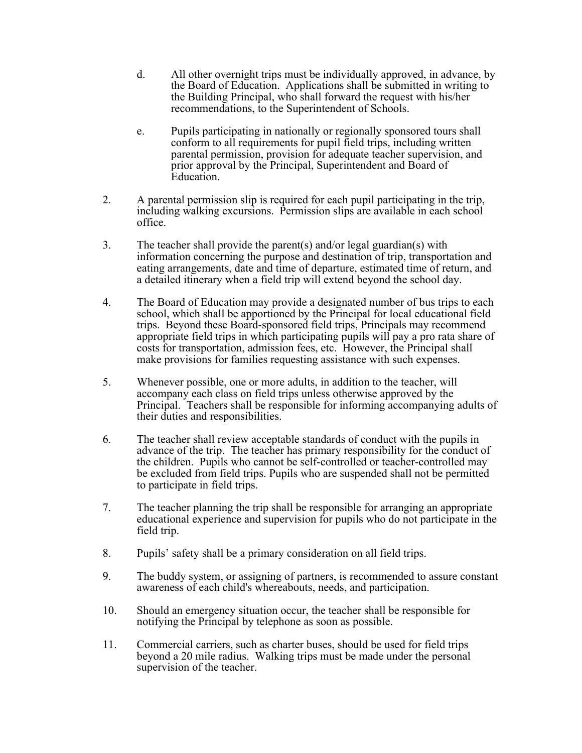d. All other overnight trips must be individually approved, in advance, by the Board of Education. Applications shall be submitted in writing to the Building Principal, who shall forward the request with his/her recommendations, to the Superintendent of Schools.

e. Pupils participating in nationally or regionally sponsored tours shall conform to all requirements for pupil field trips, including written parental permission, provision for adequate teacher supervision, and prior approval by the Principal, Superintendent and Board of Education.

2. A parental permission slip is required for each pupil participating in the trip, including walking excursions. Permission slips are available in each school office.

3. The teacher shall provide the parent(s) and/or legal guardian(s) with information concerning the purpose and destination of trip, transportation and eating arrangements, date and time of departure, estimated time of return, and a detailed itinerary when a field trip will extend beyond the school day.

4. The Board of Education may provide a designated number of bus trips to each school, which shall be apportioned by the Principal for local educational field trips. Beyond these Board-sponsored field trips, Principals may recommend appropriate field trips in which participating pupils will pay a pro rata share of costs for transportation, admission fees, etc. However, the Principal shall make provisions for families requesting assistance with such expenses.

5. Whenever possible, one or more adults, in addition to the teacher, will accompany each class on field trips unless otherwise approved by the Principal. Teachers shall be responsible for informing accompanying adults of their duties and responsibilities.

6. The teacher shall review acceptable standards of conduct with the pupils in advance of the trip. The teacher has primary responsibility for the conduct of the children. Pupils who cannot be self-controlled or teacher-controlled may be excluded from field trips. Pupils who are suspended shall not be permitted to participate in field trips.

7. The teacher planning the trip shall be responsible for arranging an appropriate educational experience and supervision for pupils who do not participate in the field trip.

8. Pupils' safety shall be a primary consideration on all field trips.

9. The buddy system, or assigning of partners, is recommended to assure constant awareness of each child's whereabouts, needs, and participation.

10. Should an emergency situation occur, the teacher shall be responsible for notifying the Principal by telephone as soon as possible.

11. Commercial carriers, such as charter buses, should be used for field trips beyond a 20 mile radius. Walking trips must be made under the personal supervision of the teacher.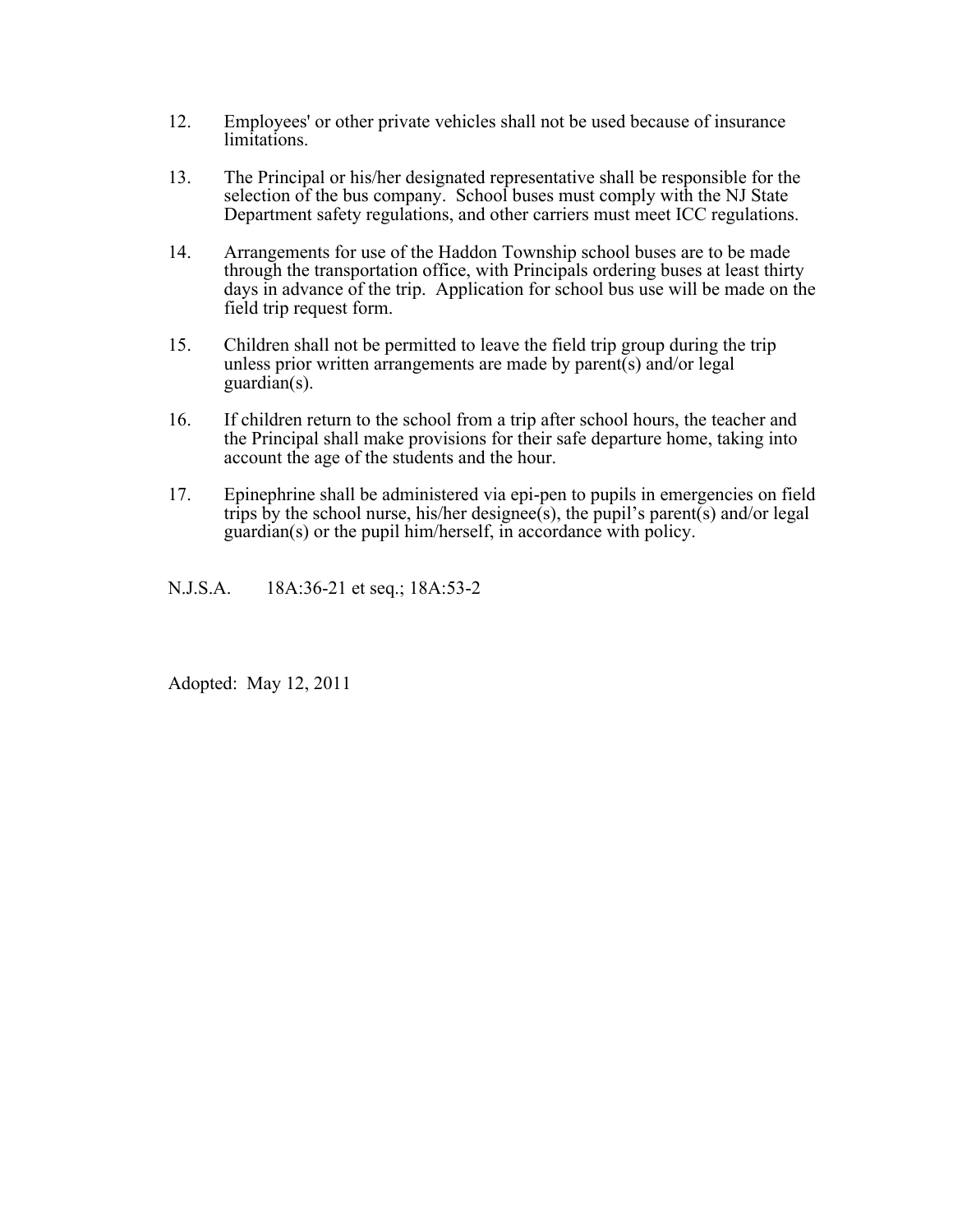12. Employees' or other private vehicles shall not be used because of insurance limitations.

13. The Principal or his/her designated representative shall be responsible for the selection of the bus company. School buses must comply with the NJ State Department safety regulations, and other carriers must meet ICC regulations.

14. Arrangements for use of the Haddon Township school buses are to be made through the transportation office, with Principals ordering buses at least thirty days in advance of the trip. Application for school bus use will be made on the field trip request form.

15. Children shall not be permitted to leave the field trip group during the trip unless prior written arrangements are made by parent(s) and/or legal guardian(s).

16. If children return to the school from a trip after school hours, the teacher and the Principal shall make provisions for their safe departure home, taking into account the age of the students and the hour.

17. Epinephrine shall be administered via epi-pen to pupils in emergencies on field trips by the school nurse, his/her designee(s), the pupil's parent(s) and/or legal guardian(s) or the pupil him/herself, in accordance with policy.

N.J.S.A. 18A:36-21 et seq.; 18A:53-2

Adopted: May 12, 2011